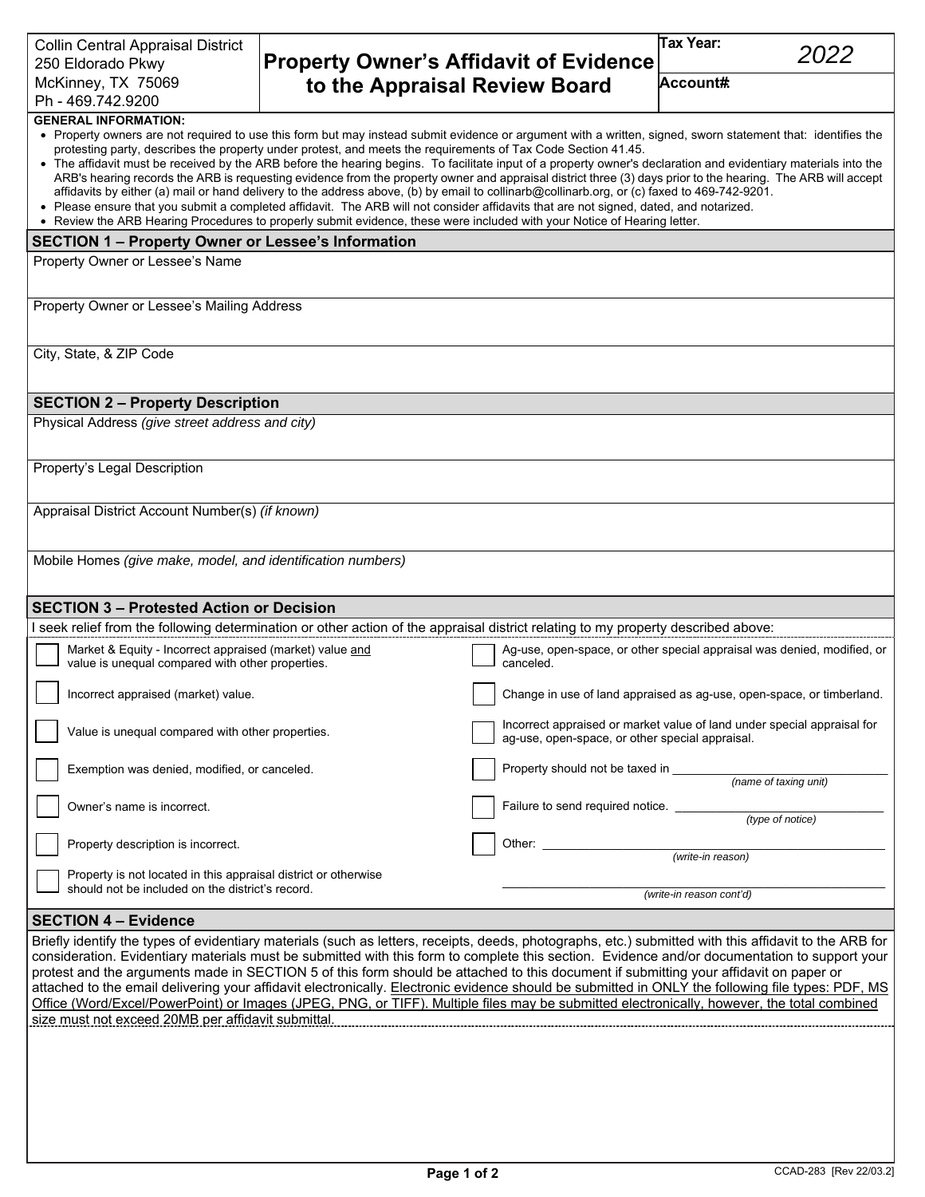| Collin Central Appraisal District<br>250 Eldorado Pkwy<br>McKinney, TX 75069<br>Ph - 469.742.9200 | **Property Owner's Affidavit of Evidence to the Appraisal Review Board** | **Tax Year:** 2022<br>**Account#:** |
|---|---|---|

**GENERAL INFORMATION:**

- Property owners are not required to use this form but may instead submit evidence or argument with a written, signed, sworn statement that: identifies the protesting party, describes the property under protest, and meets the requirements of Tax Code Section 41.45.
- The affidavit must be received by the ARB before the hearing begins. To facilitate input of a property owner's declaration and evidentiary materials into the ARB's hearing records the ARB is requesting evidence from the property owner and appraisal district three (3) days prior to the hearing. The ARB will accept affidavits by either (a) mail or hand delivery to the address above, (b) by email to collinarb@collinarb.org, or (c) faxed to 469-742-9201.
- Please ensure that you submit a completed affidavit. The ARB will not consider affidavits that are not signed, dated, and notarized.
- Review the ARB Hearing Procedures to properly submit evidence, these were included with your Notice of Hearing letter.

## SECTION 1 – Property Owner or Lessee's Information

Property Owner or Lessee's Name

Property Owner or Lessee's Mailing Address

City, State, & ZIP Code

## SECTION 2 – Property Description

Physical Address *(give street address and city)*

Property's Legal Description

Appraisal District Account Number(s) *(if known)*

Mobile Homes *(give make, model, and identification numbers)*

## SECTION 3 – Protested Action or Decision

I seek relief from the following determination or other action of the appraisal district relating to my property described above:

- ☐ Market & Equity - Incorrect appraised (market) value and value is unequal compared with other properties.
- ☐ Incorrect appraised (market) value.
- ☐ Value is unequal compared with other properties.
- ☐ Exemption was denied, modified, or canceled.
- ☐ Owner's name is incorrect.
- ☐ Property description is incorrect.
- ☐ Property is not located in this appraisal district or otherwise should not be included on the district's record.
- ☐ Ag-use, open-space, or other special appraisal was denied, modified, or canceled.
- ☐ Change in use of land appraised as ag-use, open-space, or timberland.
- ☐ Incorrect appraised or market value of land under special appraisal for ag-use, open-space, or other special appraisal.
- ☐ Property should not be taxed in ____________ *(name of taxing unit)*
- ☐ Failure to send required notice. ____________ *(type of notice)*
- ☐ Other: ____________ *(write-in reason)*

  ____________ *(write-in reason cont'd)*

## SECTION 4 – Evidence

Briefly identify the types of evidentiary materials (such as letters, receipts, deeds, photographs, etc.) submitted with this affidavit to the ARB for consideration. Evidentiary materials must be submitted with this form to complete this section. Evidence and/or documentation to support your protest and the arguments made in SECTION 5 of this form should be attached to this document if submitting your affidavit on paper or attached to the email delivering your affidavit electronically. Electronic evidence should be submitted in ONLY the following file types: PDF, MS Office (Word/Excel/PowerPoint) or Images (JPEG, PNG, or TIFF). Multiple files may be submitted electronically, however, the total combined size must not exceed 20MB per affidavit submittal.

CCAD-283 [Rev 22/03.2]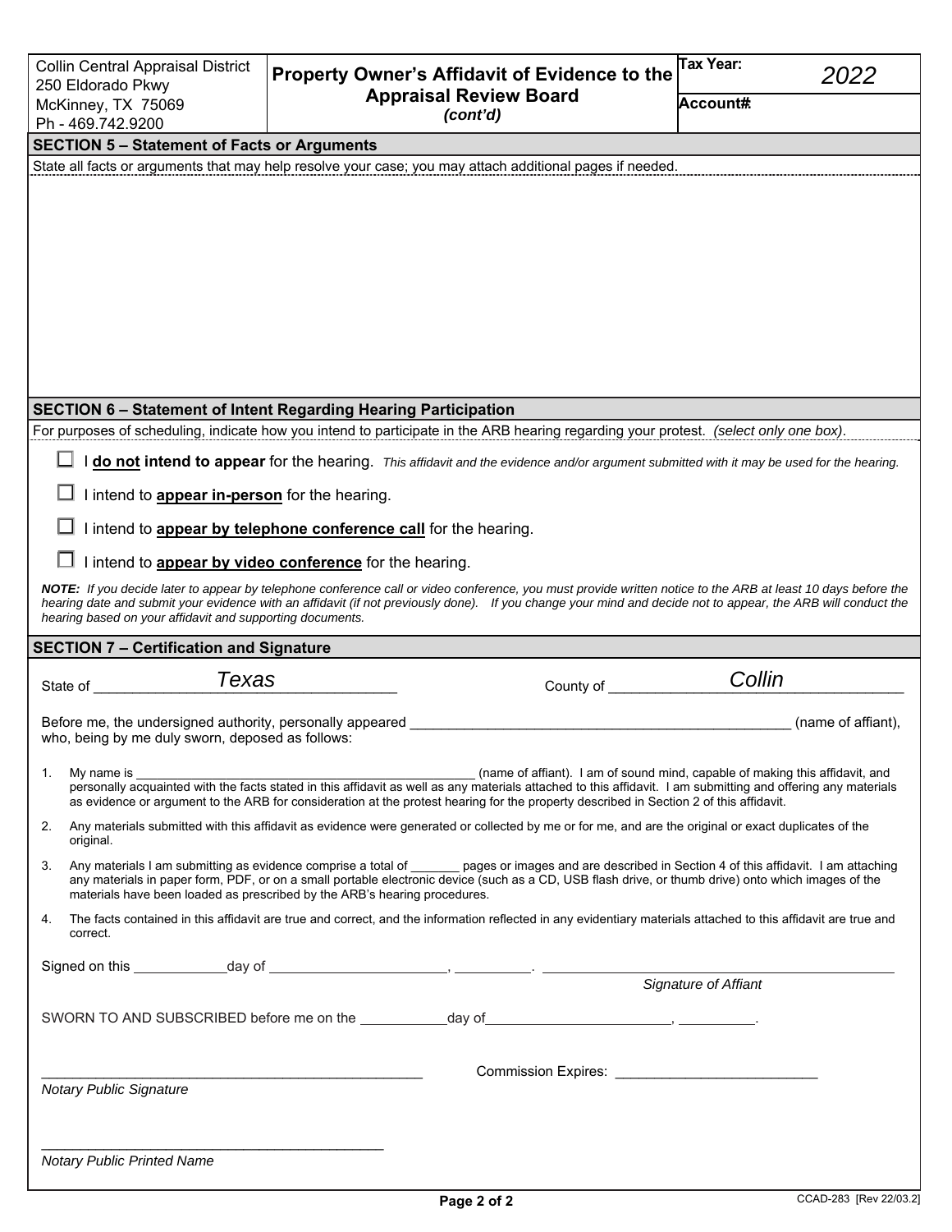| | | | |
|---|---|---|---|
| Collin Central Appraisal District<br>250 Eldorado Pkwy<br>McKinney, TX 75069<br>Ph - 469.742.9200 | **Property Owner's Affidavit of Evidence to the Appraisal Review Board**<br>***(cont'd)*** | **Tax Year:** | *2022* |
| | | **Account#:** | |

## SECTION 5 – Statement of Facts or Arguments

State all facts or arguments that may help resolve your case; you may attach additional pages if needed.

## SECTION 6 – Statement of Intent Regarding Hearing Participation

For purposes of scheduling, indicate how you intend to participate in the ARB hearing regarding your protest. *(select only one box)*.

- ☐ I **do not intend to appear** for the hearing. *This affidavit and the evidence and/or argument submitted with it may be used for the hearing.*
- ☐ I intend to **appear in-person** for the hearing.
- ☐ I intend to **appear by telephone conference call** for the hearing.
- ☐ I intend to **appear by video conference** for the hearing.

***NOTE:*** *If you decide later to appear by telephone conference call or video conference, you must provide written notice to the ARB at least 10 days before the hearing date and submit your evidence with an affidavit (if not previously done). If you change your mind and decide not to appear, the ARB will conduct the hearing based on your affidavit and supporting documents.*

## SECTION 7 – Certification and Signature

State of *Texas* County of *Collin*

Before me, the undersigned authority, personally appeared ______________________________ (name of affiant), who, being by me duly sworn, deposed as follows:

1. My name is ______________________________ (name of affiant). I am of sound mind, capable of making this affidavit, and personally acquainted with the facts stated in this affidavit as well as any materials attached to this affidavit. I am submitting and offering any materials as evidence or argument to the ARB for consideration at the protest hearing for the property described in Section 2 of this affidavit.
2. Any materials submitted with this affidavit as evidence were generated or collected by me or for me, and are the original or exact duplicates of the original.
3. Any materials I am submitting as evidence comprise a total of _______ pages or images and are described in Section 4 of this affidavit. I am attaching any materials in paper form, PDF, or on a small portable electronic device (such as a CD, USB flash drive, or thumb drive) onto which images of the materials have been loaded as prescribed by the ARB's hearing procedures.
4. The facts contained in this affidavit are true and correct, and the information reflected in any evidentiary materials attached to this affidavit are true and correct.

Signed on this ____________day of _______________________, __________. ______________________________

*Signature of Affiant*

SWORN TO AND SUBSCRIBED before me on the ___________day of_______________________, __________.

______________________________ Commission Expires: _________________________

*Notary Public Signature*

______________________________

*Notary Public Printed Name*

CCAD-283 [Rev 22/03.2]